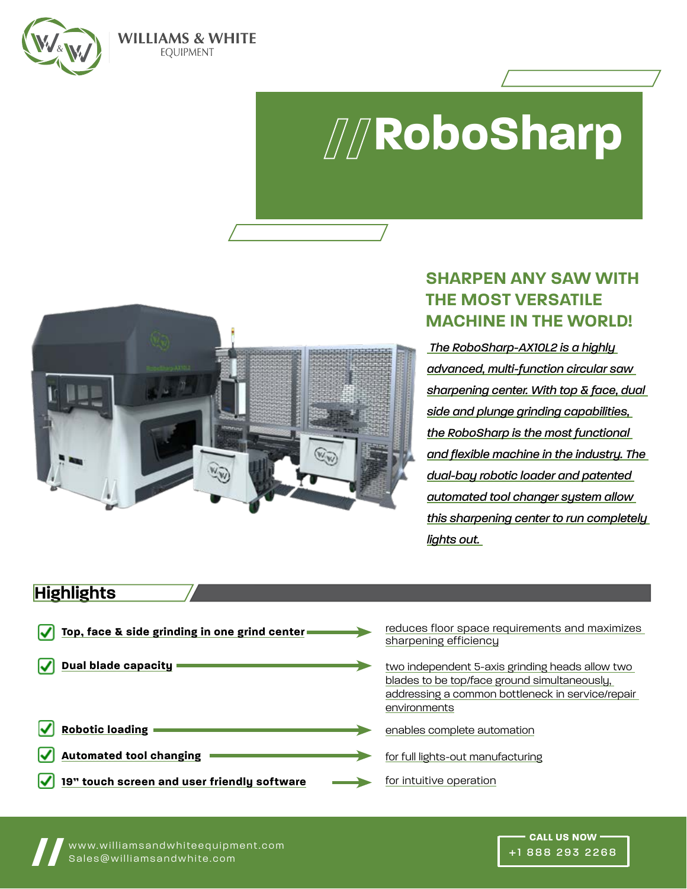WILLIAMS & WHITE
EQUIPMENT

# //RoboSharp

## SHARPEN ANY SAW WITH THE MOST VERSATILE MACHINE IN THE WORLD!

*The RoboSharp-AX10L2 is a highly advanced, multi-function circular saw sharpening center. With top & face, dual side and plunge grinding capabilities, the RoboSharp is the most functional and flexible machine in the industry. The dual-bay robotic loader and patented automated tool changer system allow this sharpening center to run completely lights out.*

## Highlights

- **Top, face & side grinding in one grind center** → reduces floor space requirements and maximizes sharpening efficiency
- **Dual blade capacity** → two independent 5-axis grinding heads allow two blades to be top/face ground simultaneously, addressing a common bottleneck in service/repair environments
- **Robotic loading** → enables complete automation
- **Automated tool changing** → for full lights-out manufacturing
- **19" touch screen and user friendly software** → for intuitive operation

www.williamsandwhiteequipment.com
Sales@williamsandwhite.com

CALL US NOW
+1 888 293 2268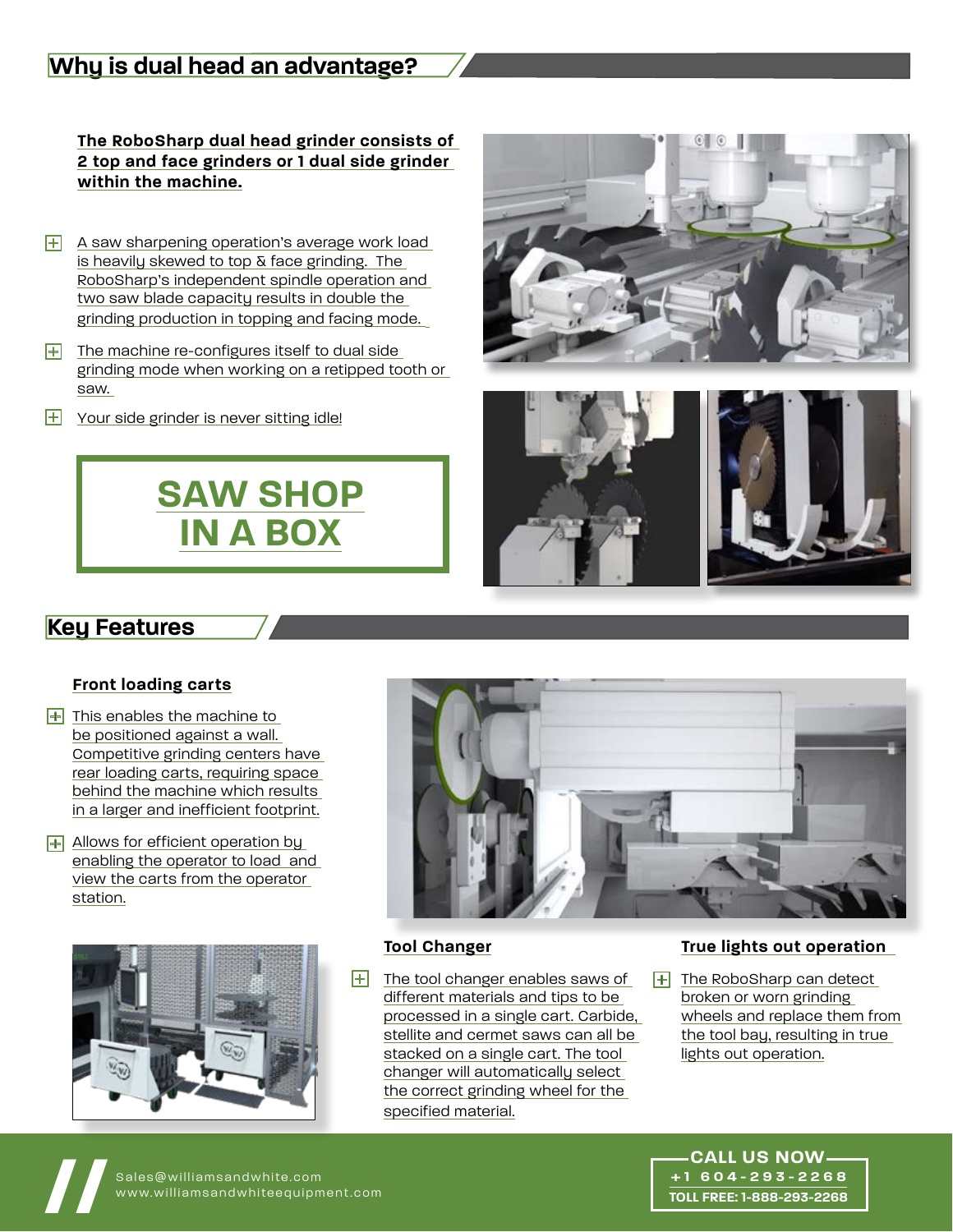## Why is dual head an advantage?

**The RoboSharp dual head grinder consists of 2 top and face grinders or 1 dual side grinder within the machine.**

- A saw sharpening operation's average work load is heavily skewed to top & face grinding. The RoboSharp's independent spindle operation and two saw blade capacity results in double the grinding production in topping and facing mode.
- The machine re-configures itself to dual side grinding mode when working on a retipped tooth or saw.
- Your side grinder is never sitting idle!

**SAW SHOP IN A BOX**

## Key Features

### Front loading carts

- This enables the machine to be positioned against a wall. Competitive grinding centers have rear loading carts, requiring space behind the machine which results in a larger and inefficient footprint.
- Allows for efficient operation by enabling the operator to load and view the carts from the operator station.

### Tool Changer

- The tool changer enables saws of different materials and tips to be processed in a single cart. Carbide, stellite and cermet saws can all be stacked on a single cart. The tool changer will automatically select the correct grinding wheel for the specified material.

### True lights out operation

- The RoboSharp can detect broken or worn grinding wheels and replace them from the tool bay, resulting in true lights out operation.

Sales@williamsandwhite.com
www.williamsandwhiteequipment.com

**CALL US NOW**
**+1 604-293-2268**
**TOLL FREE: 1-888-293-2268**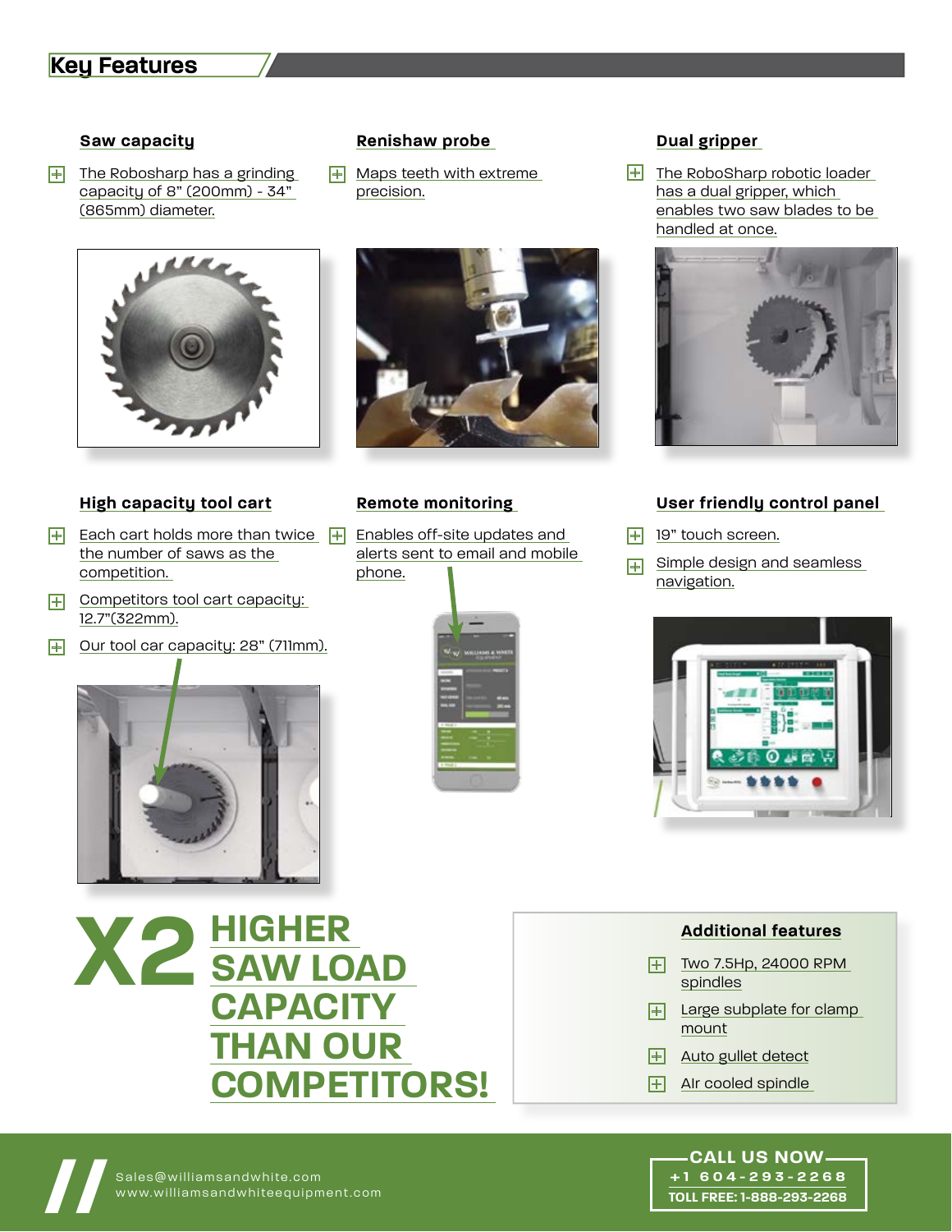## Key Features

### Saw capacity

- The Robosharp has a grinding capacity of 8" (200mm) - 34" (865mm) diameter.

### Renishaw probe

- Maps teeth with extreme precision.

### Dual gripper

- The RoboSharp robotic loader has a dual gripper, which enables two saw blades to be handled at once.

### High capacity tool cart

- Each cart holds more than twice the number of saws as the competition.
- Competitors tool cart capacity: 12.7"(322mm).
- Our tool car capacity: 28" (711mm).

### Remote monitoring

- Enables off-site updates and alerts sent to email and mobile phone.

### User friendly control panel

- 19" touch screen.
- Simple design and seamless navigation.

**X2 HIGHER SAW LOAD CAPACITY THAN OUR COMPETITORS!**

### Additional features

- Two 7.5Hp, 24000 RPM spindles
- Large subplate for clamp mount
- Auto gullet detect
- AIr cooled spindle

Sales@williamsandwhite.com
www.williamsandwhiteequipment.com

**CALL US NOW**
+1 604-293-2268
TOLL FREE: 1-888-293-2268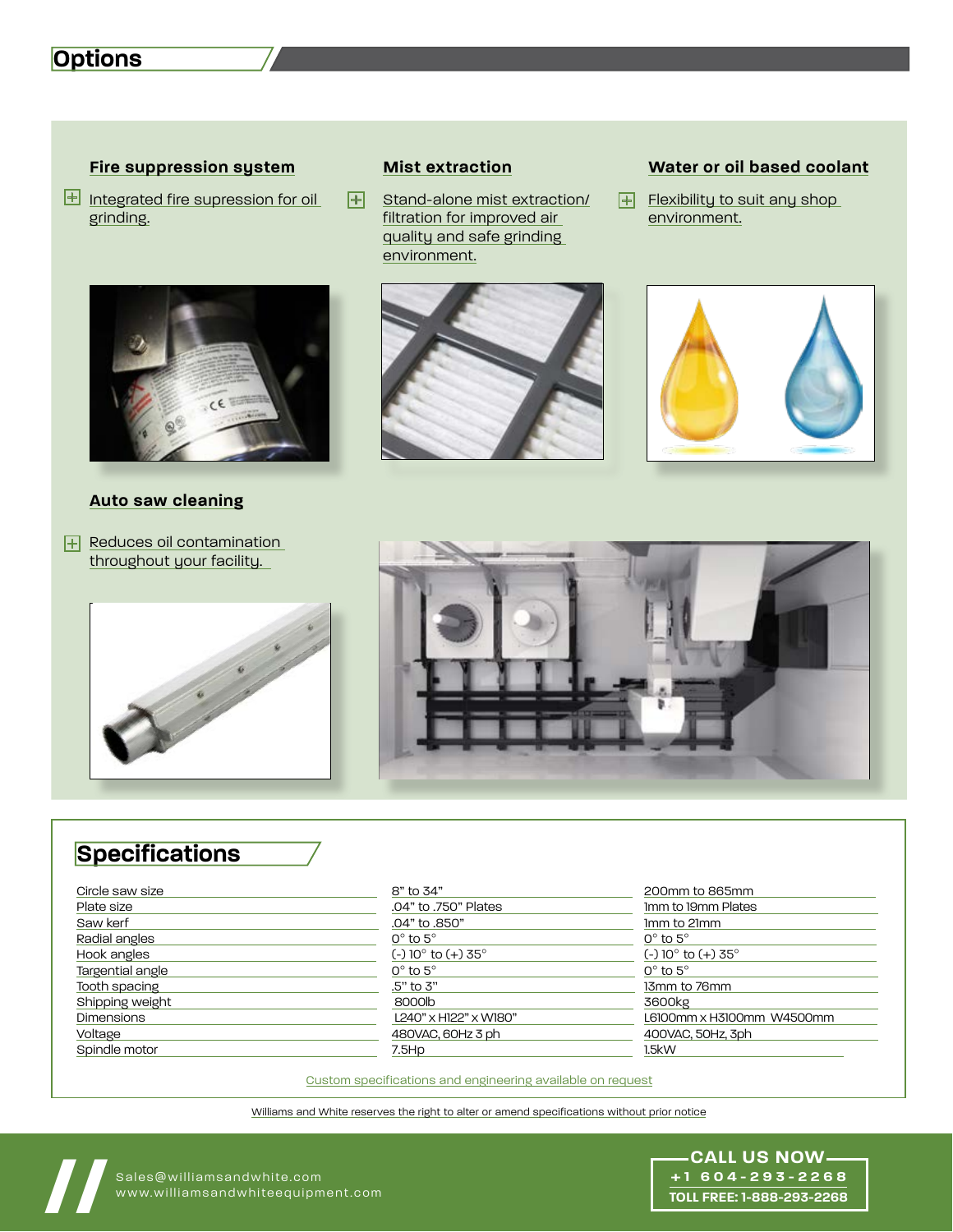# Options

### Fire suppression system

- Integrated fire supression for oil grinding.

### Mist extraction

- Stand-alone mist extraction/ filtration for improved air quality and safe grinding environment.

### Water or oil based coolant

- Flexibility to suit any shop environment.

### Auto saw cleaning

- Reduces oil contamination throughout your facility.

## Specifications

| | | |
|---|---|---|
| Circle saw size | 8” to 34” | 200mm to 865mm |
| Plate size | .04” to .750” Plates | 1mm to 19mm Plates |
| Saw kerf | .04” to .850” | 1mm to 21mm |
| Radial angles | 0° to 5° | 0° to 5° |
| Hook angles | (-) 10° to (+) 35° | (-) 10° to (+) 35° |
| Targential angle | 0° to 5° | 0° to 5° |
| Tooth spacing | .5” to 3” | 13mm to 76mm |
| Shipping weight | 8000lb | 3600kg |
| Dimensions | L240” x H122” x W180” | L6100mm x H3100mm W4500mm |
| Voltage | 480VAC, 60Hz 3 ph | 400VAC, 50Hz, 3ph |
| Spindle motor | 7.5Hp | 1.5kW |

Custom specifications and engineering available on request

Williams and White reserves the right to alter or amend specifications without prior notice

Sales@williamsandwhite.com
www.williamsandwhiteequipment.com

**CALL US NOW**
**+1 604-293-2268**
**TOLL FREE: 1-888-293-2268**